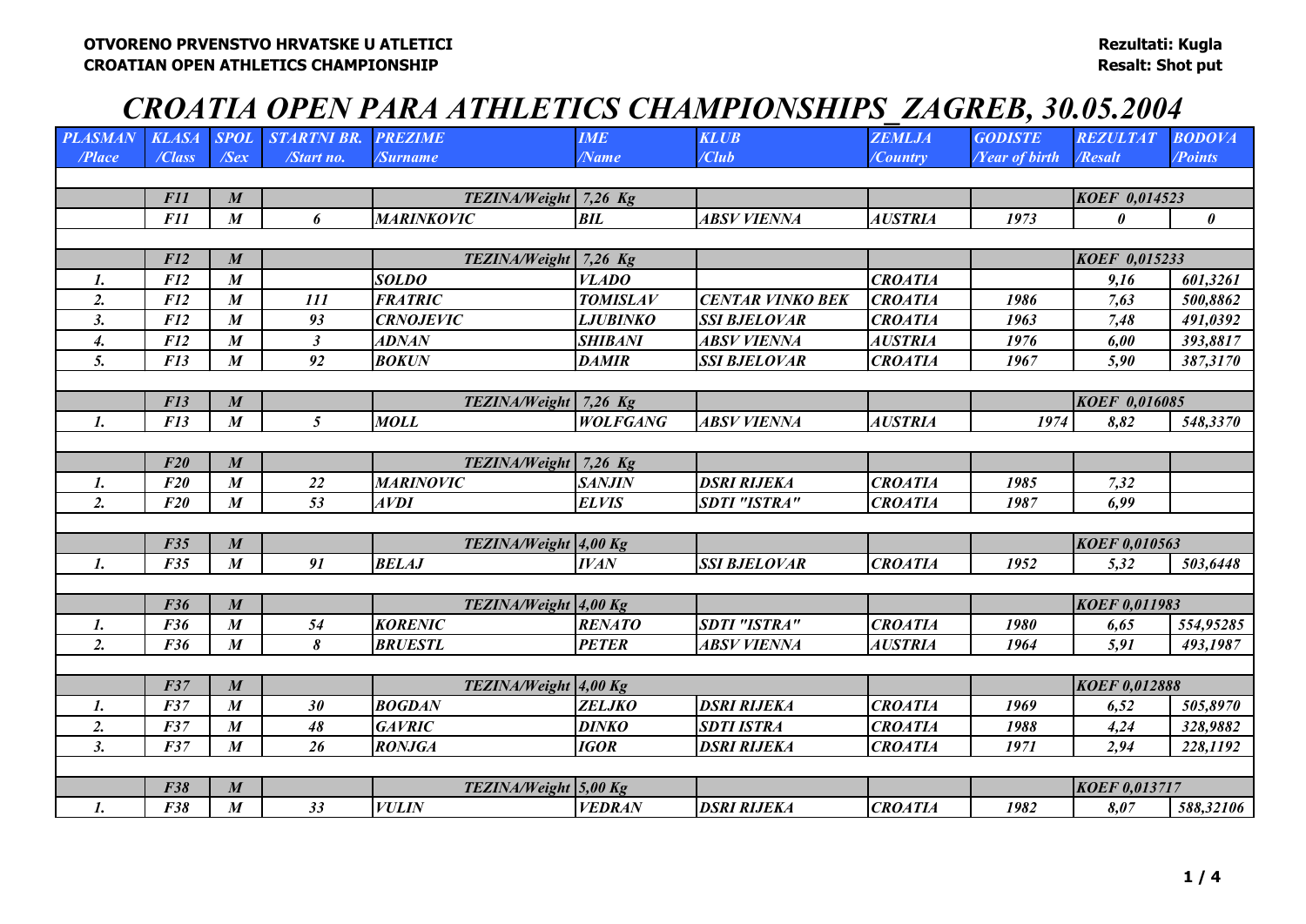**OTVORENO PRVENSTVO HRVATSKE U ATLETICI**
**CROATIAN OPEN ATHLETICS CHAMPIONSHIP**

**Rezultati: Kugla**
**Resalt: Shot put**

# CROATIA OPEN PARA ATHLETICS CHAMPIONSHIPS_ZAGREB, 30.05.2004

| PLASMAN /Place | KLASA /Class | SPOL /Sex | STARTNI BR. /Start no. | PREZIME /Surname | IME /Name | KLUB /Club | ZEMLJA /Country | GODISTE /Year of birth | REZULTAT /Resalt | BODOVA /Points |
|---|---|---|---|---|---|---|---|---|---|---|
| | | | | | | | | | | |
| | F11 | M | | TEZINA/Weight | 7,26 Kg | | | | KOEF 0,014523 | |
| | F11 | M | 6 | MARINKOVIC | BIL | ABSV VIENNA | AUSTRIA | 1973 | 0 | 0 |
| | | | | | | | | | | |
| | F12 | M | | TEZINA/Weight | 7,26 Kg | | | | KOEF 0,015233 | |
| 1. | F12 | M | | SOLDO | VLADO | | CROATIA | | 9,16 | 601,3261 |
| 2. | F12 | M | 111 | FRATRIC | TOMISLAV | CENTAR VINKO BEK | CROATIA | 1986 | 7,63 | 500,8862 |
| 3. | F12 | M | 93 | CRNOJEVIC | LJUBINKO | SSI BJELOVAR | CROATIA | 1963 | 7,48 | 491,0392 |
| 4. | F12 | M | 3 | ADNAN | SHIBANI | ABSV VIENNA | AUSTRIA | 1976 | 6,00 | 393,8817 |
| 5. | F13 | M | 92 | BOKUN | DAMIR | SSI BJELOVAR | CROATIA | 1967 | 5,90 | 387,3170 |
| | | | | | | | | | | |
| | F13 | M | | TEZINA/Weight | 7,26 Kg | | | | KOEF 0,016085 | |
| 1. | F13 | M | 5 | MOLL | WOLFGANG | ABSV VIENNA | AUSTRIA | 1974 | 8,82 | 548,3370 |
| | | | | | | | | | | |
| | F20 | M | | TEZINA/Weight | 7,26 Kg | | | | | |
| 1. | F20 | M | 22 | MARINOVIC | SANJIN | DSRI RIJEKA | CROATIA | 1985 | 7,32 | |
| 2. | F20 | M | 53 | AVDI | ELVIS | SDTI "ISTRA" | CROATIA | 1987 | 6,99 | |
| | | | | | | | | | | |
| | F35 | M | | TEZINA/Weight | 4,00 Kg | | | | KOEF 0,010563 | |
| 1. | F35 | M | 91 | BELAJ | IVAN | SSI BJELOVAR | CROATIA | 1952 | 5,32 | 503,6448 |
| | | | | | | | | | | |
| | F36 | M | | TEZINA/Weight | 4,00 Kg | | | | KOEF 0,011983 | |
| 1. | F36 | M | 54 | KORENIC | RENATO | SDTI "ISTRA" | CROATIA | 1980 | 6,65 | 554,95285 |
| 2. | F36 | M | 8 | BRUESTL | PETER | ABSV VIENNA | AUSTRIA | 1964 | 5,91 | 493,1987 |
| | | | | | | | | | | |
| | F37 | M | | TEZINA/Weight | 4,00 Kg | | | | KOEF 0,012888 | |
| 1. | F37 | M | 30 | BOGDAN | ZELJKO | DSRI RIJEKA | CROATIA | 1969 | 6,52 | 505,8970 |
| 2. | F37 | M | 48 | GAVRIC | DINKO | SDTI ISTRA | CROATIA | 1988 | 4,24 | 328,9882 |
| 3. | F37 | M | 26 | RONJGA | IGOR | DSRI RIJEKA | CROATIA | 1971 | 2,94 | 228,1192 |
| | | | | | | | | | | |
| | F38 | M | | TEZINA/Weight | 5,00 Kg | | | | KOEF 0,013717 | |
| 1. | F38 | M | 33 | VULIN | VEDRAN | DSRI RIJEKA | CROATIA | 1982 | 8,07 | 588,32106 |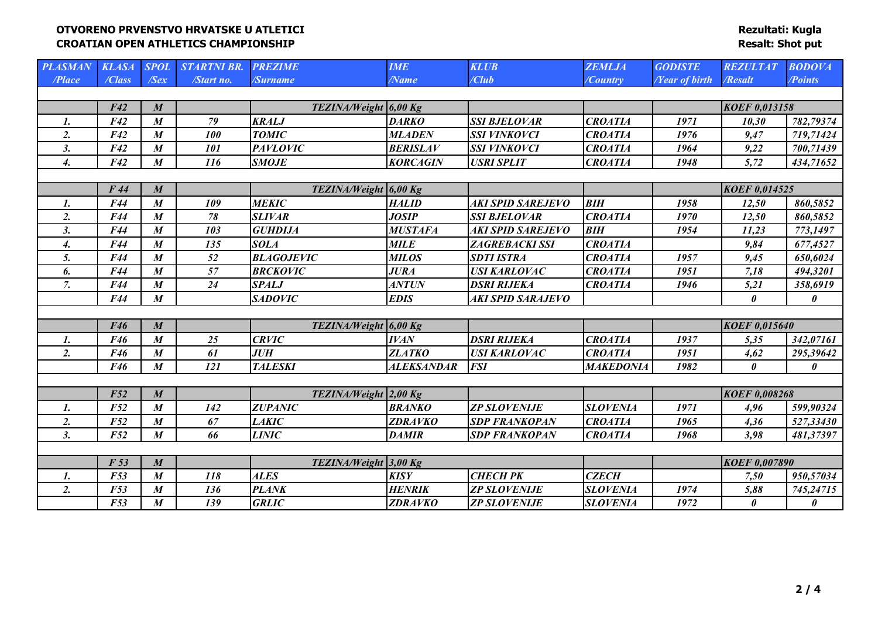**OTVORENO PRVENSTVO HRVATSKE U ATLETICI**
**CROATIAN OPEN ATHLETICS CHAMPIONSHIP**

**Rezultati: Kugla**
**Resalt: Shot put**

| PLASMAN /Place | KLASA /Class | SPOL /Sex | STARTNI BR. /Start no. | PREZIME /Surname | IME /Name | KLUB /Club | ZEMLJA /Country | GODISTE /Year of birth | REZULTAT /Resalt | BODOVA /Points |
|---|---|---|---|---|---|---|---|---|---|---|
| | F42 | M | | TEZINA/Weight | 6,00 Kg | | | | KOEF 0,013158 | |
| 1. | F42 | M | 79 | KRALJ | DARKO | SSI BJELOVAR | CROATIA | 1971 | 10,30 | 782,79374 |
| 2. | F42 | M | 100 | TOMIC | MLADEN | SSI VINKOVCI | CROATIA | 1976 | 9,47 | 719,71424 |
| 3. | F42 | M | 101 | PAVLOVIC | BERISLAV | SSI VINKOVCI | CROATIA | 1964 | 9,22 | 700,71439 |
| 4. | F42 | M | 116 | SMOJE | KORCAGIN | USRI SPLIT | CROATIA | 1948 | 5,72 | 434,71652 |
| | F 44 | M | | TEZINA/Weight | 6,00 Kg | | | | KOEF 0,014525 | |
| 1. | F44 | M | 109 | MEKIC | HALID | AKI SPID SAREJEVO | BIH | 1958 | 12,50 | 860,5852 |
| 2. | F44 | M | 78 | SLIVAR | JOSIP | SSI BJELOVAR | CROATIA | 1970 | 12,50 | 860,5852 |
| 3. | F44 | M | 103 | GUHDIJA | MUSTAFA | AKI SPID SAREJEVO | BIH | 1954 | 11,23 | 773,1497 |
| 4. | F44 | M | 135 | SOLA | MILE | ZAGREBACKI SSI | CROATIA | | 9,84 | 677,4527 |
| 5. | F44 | M | 52 | BLAGOJEVIC | MILOS | SDTI ISTRA | CROATIA | 1957 | 9,45 | 650,6024 |
| 6. | F44 | M | 57 | BRCKOVIC | JURA | USI KARLOVAC | CROATIA | 1951 | 7,18 | 494,3201 |
| 7. | F44 | M | 24 | SPALJ | ANTUN | DSRI RIJEKA | CROATIA | 1946 | 5,21 | 358,6919 |
| | F44 | M | | SADOVIC | EDIS | AKI SPID SARAJEVO | | | 0 | 0 |
| | F46 | M | | TEZINA/Weight | 6,00 Kg | | | | KOEF 0,015640 | |
| 1. | F46 | M | 25 | CRVIC | IVAN | DSRI RIJEKA | CROATIA | 1937 | 5,35 | 342,07161 |
| 2. | F46 | M | 61 | JUH | ZLATKO | USI KARLOVAC | CROATIA | 1951 | 4,62 | 295,39642 |
| | F46 | M | 121 | TALESKI | ALEKSANDAR | FSI | MAKEDONIA | 1982 | 0 | 0 |
| | F52 | M | | TEZINA/Weight | 2,00 Kg | | | | KOEF 0,008268 | |
| 1. | F52 | M | 142 | ZUPANIC | BRANKO | ZP SLOVENIJE | SLOVENIA | 1971 | 4,96 | 599,90324 |
| 2. | F52 | M | 67 | LAKIC | ZDRAVKO | SDP FRANKOPAN | CROATIA | 1965 | 4,36 | 527,33430 |
| 3. | F52 | M | 66 | LINIC | DAMIR | SDP FRANKOPAN | CROATIA | 1968 | 3,98 | 481,37397 |
| | F 53 | M | | TEZINA/Weight | 3,00 Kg | | | | KOEF 0,007890 | |
| 1. | F53 | M | 118 | ALES | KISY | CHECH PK | CZECH | | 7,50 | 950,57034 |
| 2. | F53 | M | 136 | PLANK | HENRIK | ZP SLOVENIJE | SLOVENIA | 1974 | 5,88 | 745,24715 |
| | F53 | M | 139 | GRLIC | ZDRAVKO | ZP SLOVENIJE | SLOVENIA | 1972 | 0 | 0 |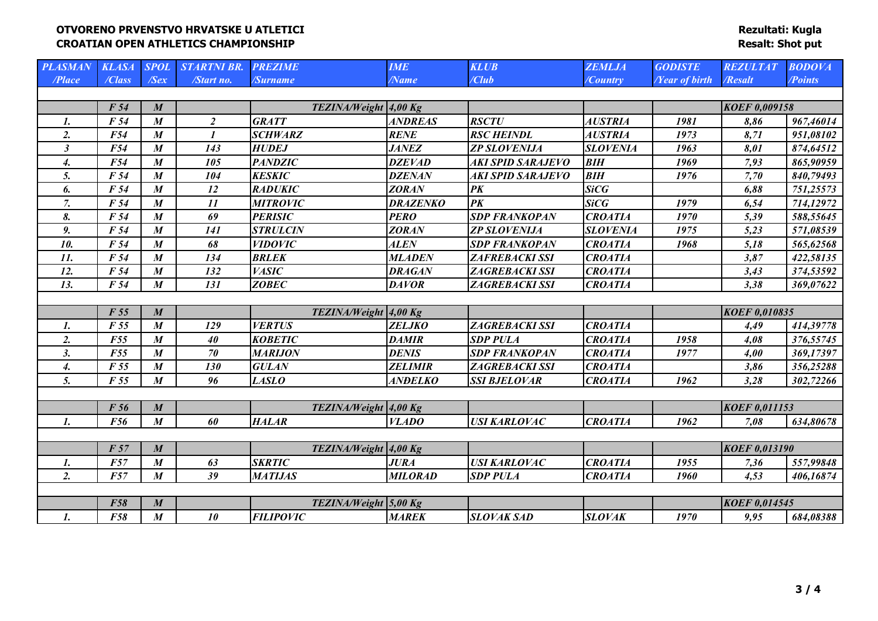**OTVORENO PRVENSTVO HRVATSKE U ATLETICI**
**CROATIAN OPEN ATHLETICS CHAMPIONSHIP**

**Rezultati: Kugla**
**Resalt: Shot put**

| PLASMAN /Place | KLASA /Class | SPOL /Sex | STARTNI BR. /Start no. | PREZIME /Surname | IME /Name | KLUB /Club | ZEMLJA /Country | GODISTE /Year of birth | REZULTAT /Resalt | BODOVA /Points |
|---|---|---|---|---|---|---|---|---|---|---|
| | F 54 | M | | TEZINA/Weight | 4,00 Kg | | | | KOEF 0,009158 | |
| 1. | F 54 | M | 2 | GRATT | ANDREAS | RSCTU | AUSTRIA | 1981 | 8,86 | 967,46014 |
| 2. | F54 | M | 1 | SCHWARZ | RENE | RSC HEINDL | AUSTRIA | 1973 | 8,71 | 951,08102 |
| 3 | F54 | M | 143 | HUDEJ | JANEZ | ZP SLOVENIJA | SLOVENIA | 1963 | 8,01 | 874,64512 |
| 4. | F54 | M | 105 | PANDZIC | DZEVAD | AKI SPID SARAJEVO | BIH | 1969 | 7,93 | 865,90959 |
| 5. | F 54 | M | 104 | KESKIC | DZENAN | AKI SPID SARAJEVO | BIH | 1976 | 7,70 | 840,79493 |
| 6. | F 54 | M | 12 | RADUKIC | ZORAN | PK | SiCG | | 6,88 | 751,25573 |
| 7. | F 54 | M | 11 | MITROVIC | DRAZENKO | PK | SiCG | 1979 | 6,54 | 714,12972 |
| 8. | F 54 | M | 69 | PERISIC | PERO | SDP FRANKOPAN | CROATIA | 1970 | 5,39 | 588,55645 |
| 9. | F 54 | M | 141 | STRULCIN | ZORAN | ZP SLOVENIJA | SLOVENIA | 1975 | 5,23 | 571,08539 |
| 10. | F 54 | M | 68 | VIDOVIC | ALEN | SDP FRANKOPAN | CROATIA | 1968 | 5,18 | 565,62568 |
| 11. | F 54 | M | 134 | BRLEK | MLADEN | ZAFREBACKI SSI | CROATIA | | 3,87 | 422,58135 |
| 12. | F 54 | M | 132 | VASIC | DRAGAN | ZAGREBACKI SSI | CROATIA | | 3,43 | 374,53592 |
| 13. | F 54 | M | 131 | ZOBEC | DAVOR | ZAGREBACKI SSI | CROATIA | | 3,38 | 369,07622 |
| | | | | | | | | | | |
| | F 55 | M | | TEZINA/Weight | 4,00 Kg | | | | KOEF 0,010835 | |
| 1. | F 55 | M | 129 | VERTUS | ZELJKO | ZAGREBACKI SSI | CROATIA | | 4,49 | 414,39778 |
| 2. | F55 | M | 40 | KOBETIC | DAMIR | SDP PULA | CROATIA | 1958 | 4,08 | 376,55745 |
| 3. | F55 | M | 70 | MARIJON | DENIS | SDP FRANKOPAN | CROATIA | 1977 | 4,00 | 369,17397 |
| 4. | F 55 | M | 130 | GULAN | ZELIMIR | ZAGREBACKI SSI | CROATIA | | 3,86 | 356,25288 |
| 5. | F 55 | M | 96 | LASLO | ANĐELKO | SSI BJELOVAR | CROATIA | 1962 | 3,28 | 302,72266 |
| | | | | | | | | | | |
| | F 56 | M | | TEZINA/Weight | 4,00 Kg | | | | KOEF 0,011153 | |
| 1. | F56 | M | 60 | HALAR | VLADO | USI KARLOVAC | CROATIA | 1962 | 7,08 | 634,80678 |
| | | | | | | | | | | |
| | F 57 | M | | TEZINA/Weight | 4,00 Kg | | | | KOEF 0,013190 | |
| 1. | F57 | M | 63 | SKRTIC | JURA | USI KARLOVAC | CROATIA | 1955 | 7,36 | 557,99848 |
| 2. | F57 | M | 39 | MATIJAS | MILORAD | SDP PULA | CROATIA | 1960 | 4,53 | 406,16874 |
| | | | | | | | | | | |
| | F58 | M | | TEZINA/Weight | 5,00 Kg | | | | KOEF 0,014545 | |
| 1. | F58 | M | 10 | FILIPOVIC | MAREK | SLOVAK SAD | SLOVAK | 1970 | 9,95 | 684,08388 |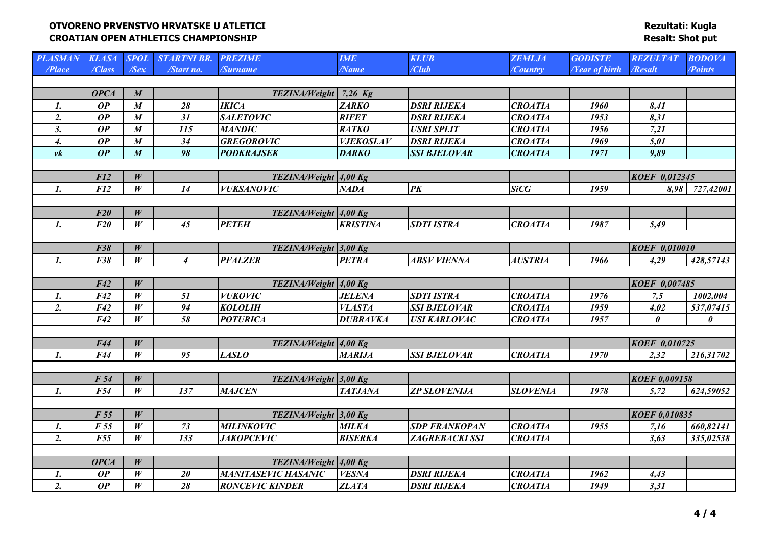**OTVORENO PRVENSTVO HRVATSKE U ATLETICI**
**CROATIAN OPEN ATHLETICS CHAMPIONSHIP**

**Rezultati: Kugla**
**Resalt: Shot put**

| PLASMAN /Place | KLASA /Class | SPOL /Sex | STARTNI BR. /Start no. | PREZIME /Surname | IME /Name | KLUB /Club | ZEMLJA /Country | GODISTE /Year of birth | REZULTAT /Resalt | BODOVA /Points |
|---|---|---|---|---|---|---|---|---|---|---|
| | OPCA | M | | TEZINA/Weight | 7,26 Kg | | | | | |
| 1. | OP | M | 28 | IKICA | ZARKO | DSRI RIJEKA | CROATIA | 1960 | 8,41 | |
| 2. | OP | M | 31 | SALETOVIC | RIFET | DSRI RIJEKA | CROATIA | 1953 | 8,31 | |
| 3. | OP | M | 115 | MANDIC | RATKO | USRI SPLIT | CROATIA | 1956 | 7,21 | |
| 4. | OP | M | 34 | GREGOROVIC | VJEKOSLAV | DSRI RIJEKA | CROATIA | 1969 | 5,01 | |
| vk | OP | M | 98 | PODKRAJSEK | DARKO | SSI BJELOVAR | CROATIA | 1971 | 9,89 | |
| | F12 | W | | TEZINA/Weight | 4,00 Kg | | | | KOEF 0,012345 | |
| 1. | F12 | W | 14 | VUKSANOVIC | NADA | PK | SiCG | 1959 | 8,98 | 727,42001 |
| | F20 | W | | TEZINA/Weight | 4,00 Kg | | | | | |
| 1. | F20 | W | 45 | PETEH | KRISTINA | SDTI ISTRA | CROATIA | 1987 | 5,49 | |
| | F38 | W | | TEZINA/Weight | 3,00 Kg | | | | KOEF 0,010010 | |
| 1. | F38 | W | 4 | PFALZER | PETRA | ABSV VIENNA | AUSTRIA | 1966 | 4,29 | 428,57143 |
| | F42 | W | | TEZINA/Weight | 4,00 Kg | | | | KOEF 0,007485 | |
| 1. | F42 | W | 51 | VUKOVIC | JELENA | SDTI ISTRA | CROATIA | 1976 | 7,5 | 1002,004 |
| 2. | F42 | W | 94 | KOLOLIH | VLASTA | SSI BJELOVAR | CROATIA | 1959 | 4,02 | 537,07415 |
| | F42 | W | 58 | POTURICA | DUBRAVKA | USI KARLOVAC | CROATIA | 1957 | 0 | 0 |
| | F44 | W | | TEZINA/Weight | 4,00 Kg | | | | KOEF 0,010725 | |
| 1. | F44 | W | 95 | LASLO | MARIJA | SSI BJELOVAR | CROATIA | 1970 | 2,32 | 216,31702 |
| | F 54 | W | | TEZINA/Weight | 3,00 Kg | | | | KOEF 0,009158 | |
| 1. | F54 | W | 137 | MAJCEN | TATJANA | ZP SLOVENIJA | SLOVENIA | 1978 | 5,72 | 624,59052 |
| | F 55 | W | | TEZINA/Weight | 3,00 Kg | | | | KOEF 0,010835 | |
| 1. | F 55 | W | 73 | MILINKOVIC | MILKA | SDP FRANKOPAN | CROATIA | 1955 | 7,16 | 660,82141 |
| 2. | F55 | W | 133 | JAKOPCEVIC | BISERKA | ZAGREBACKI SSI | CROATIA | | 3,63 | 335,02538 |
| | OPCA | W | | TEZINA/Weight | 4,00 Kg | | | | | |
| 1. | OP | W | 20 | MANITASEVIC HASANIC | VESNA | DSRI RIJEKA | CROATIA | 1962 | 4,43 | |
| 2. | OP | W | 28 | RONCEVIC KINDER | ZLATA | DSRI RIJEKA | CROATIA | 1949 | 3,31 | |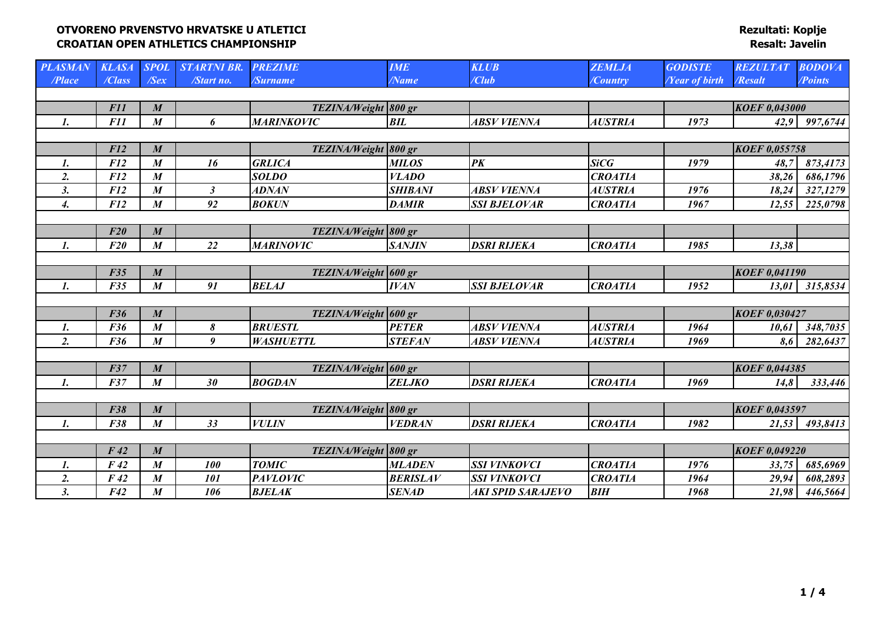**OTVORENO PRVENSTVO HRVATSKE U ATLETICI**
**CROATIAN OPEN ATHLETICS CHAMPIONSHIP**

**Rezultati: Koplje**
**Resalt: Javelin**

| PLASMAN /Place | KLASA /Class | SPOL /Sex | STARTNI BR. /Start no. | PREZIME /Surname | IME /Name | KLUB /Club | ZEMLJA /Country | GODISTE /Year of birth | REZULTAT /Resalt | BODOVA /Points |
|---|---|---|---|---|---|---|---|---|---|---|
| | F11 | M | | TEZINA/Weight | 800 gr | | | | KOEF 0,043000 | |
| 1. | F11 | M | 6 | MARINKOVIC | BIL | ABSV VIENNA | AUSTRIA | 1973 | 42,9 | 997,6744 |
| | F12 | M | | TEZINA/Weight | 800 gr | | | | KOEF 0,055758 | |
| 1. | F12 | M | 16 | GRLICA | MILOS | PK | SiCG | 1979 | 48,7 | 873,4173 |
| 2. | F12 | M | | SOLDO | VLADO | | CROATIA | | 38,26 | 686,1796 |
| 3. | F12 | M | 3 | ADNAN | SHIBANI | ABSV VIENNA | AUSTRIA | 1976 | 18,24 | 327,1279 |
| 4. | F12 | M | 92 | BOKUN | DAMIR | SSI BJELOVAR | CROATIA | 1967 | 12,55 | 225,0798 |
| | F20 | M | | TEZINA/Weight | 800 gr | | | | | |
| 1. | F20 | M | 22 | MARINOVIC | SANJIN | DSRI RIJEKA | CROATIA | 1985 | 13,38 | |
| | F35 | M | | TEZINA/Weight | 600 gr | | | | KOEF 0,041190 | |
| 1. | F35 | M | 91 | BELAJ | IVAN | SSI BJELOVAR | CROATIA | 1952 | 13,01 | 315,8534 |
| | F36 | M | | TEZINA/Weight | 600 gr | | | | KOEF 0,030427 | |
| 1. | F36 | M | 8 | BRUESTL | PETER | ABSV VIENNA | AUSTRIA | 1964 | 10,61 | 348,7035 |
| 2. | F36 | M | 9 | WASHUETTL | STEFAN | ABSV VIENNA | AUSTRIA | 1969 | 8,6 | 282,6437 |
| | F37 | M | | TEZINA/Weight | 600 gr | | | | KOEF 0,044385 | |
| 1. | F37 | M | 30 | BOGDAN | ZELJKO | DSRI RIJEKA | CROATIA | 1969 | 14,8 | 333,446 |
| | F38 | M | | TEZINA/Weight | 800 gr | | | | KOEF 0,043597 | |
| 1. | F38 | M | 33 | VULIN | VEDRAN | DSRI RIJEKA | CROATIA | 1982 | 21,53 | 493,8413 |
| | F 42 | M | | TEZINA/Weight | 800 gr | | | | KOEF 0,049220 | |
| 1. | F 42 | M | 100 | TOMIC | MLADEN | SSI VINKOVCI | CROATIA | 1976 | 33,75 | 685,6969 |
| 2. | F 42 | M | 101 | PAVLOVIC | BERISLAV | SSI VINKOVCI | CROATIA | 1964 | 29,94 | 608,2893 |
| 3. | F42 | M | 106 | BJELAK | SENAD | AKI SPID SARAJEVO | BIH | 1968 | 21,98 | 446,5664 |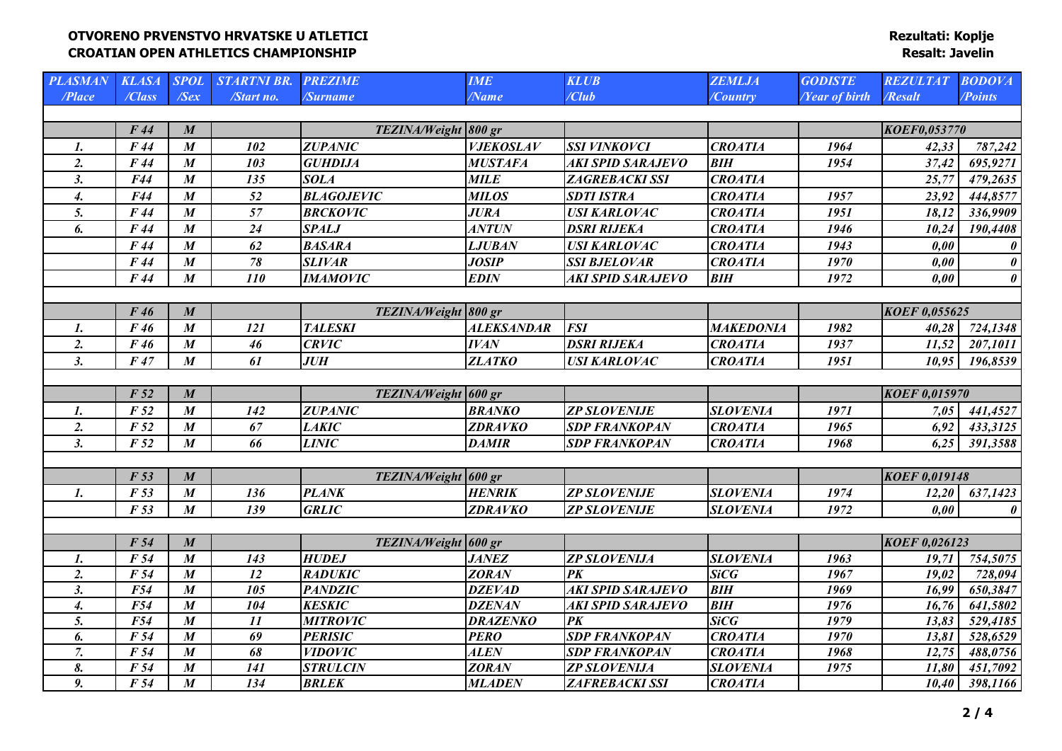**OTVORENO PRVENSTVO HRVATSKE U ATLETICI**
**CROATIAN OPEN ATHLETICS CHAMPIONSHIP**

**Rezultati: Koplje**
**Resalt: Javelin**

| PLASMAN /Place | KLASA /Class | SPOL /Sex | STARTNI BR. /Start no. | PREZIME /Surname | IME /Name | KLUB /Club | ZEMLJA /Country | GODISTE /Year of birth | REZULTAT /Resalt | BODOVA /Points |
|---|---|---|---|---|---|---|---|---|---|---|
| | F 44 | M | | TEZINA/Weight | 800 gr | | | | KOEF0,053770 | |
| 1. | F 44 | M | 102 | ZUPANIC | VJEKOSLAV | SSI VINKOVCI | CROATIA | 1964 | 42,33 | 787,242 |
| 2. | F 44 | M | 103 | GUHDIJA | MUSTAFA | AKI SPID SARAJEVO | BIH | 1954 | 37,42 | 695,9271 |
| 3. | F44 | M | 135 | SOLA | MILE | ZAGREBACKI SSI | CROATIA | | 25,77 | 479,2635 |
| 4. | F44 | M | 52 | BLAGOJEVIC | MILOS | SDTI ISTRA | CROATIA | 1957 | 23,92 | 444,8577 |
| 5. | F 44 | M | 57 | BRCKOVIC | JURA | USI KARLOVAC | CROATIA | 1951 | 18,12 | 336,9909 |
| 6. | F 44 | M | 24 | SPALJ | ANTUN | DSRI RIJEKA | CROATIA | 1946 | 10,24 | 190,4408 |
| | F 44 | M | 62 | BASARA | LJUBAN | USI KARLOVAC | CROATIA | 1943 | 0,00 | 0 |
| | F 44 | M | 78 | SLIVAR | JOSIP | SSI BJELOVAR | CROATIA | 1970 | 0,00 | 0 |
| | F 44 | M | 110 | IMAMOVIC | EDIN | AKI SPID SARAJEVO | BIH | 1972 | 0,00 | 0 |
| | F 46 | M | | TEZINA/Weight | 800 gr | | | | KOEF 0,055625 | |
| 1. | F 46 | M | 121 | TALESKI | ALEKSANDAR | FSI | MAKEDONIA | 1982 | 40,28 | 724,1348 |
| 2. | F 46 | M | 46 | CRVIC | IVAN | DSRI RIJEKA | CROATIA | 1937 | 11,52 | 207,1011 |
| 3. | F 47 | M | 61 | JUH | ZLATKO | USI KARLOVAC | CROATIA | 1951 | 10,95 | 196,8539 |
| | F 52 | M | | TEZINA/Weight | 600 gr | | | | KOEF 0,015970 | |
| 1. | F 52 | M | 142 | ZUPANIC | BRANKO | ZP SLOVENIJE | SLOVENIA | 1971 | 7,05 | 441,4527 |
| 2. | F 52 | M | 67 | LAKIC | ZDRAVKO | SDP FRANKOPAN | CROATIA | 1965 | 6,92 | 433,3125 |
| 3. | F 52 | M | 66 | LINIC | DAMIR | SDP FRANKOPAN | CROATIA | 1968 | 6,25 | 391,3588 |
| | F 53 | M | | TEZINA/Weight | 600 gr | | | | KOEF 0,019148 | |
| 1. | F 53 | M | 136 | PLANK | HENRIK | ZP SLOVENIJE | SLOVENIA | 1974 | 12,20 | 637,1423 |
| | F 53 | M | 139 | GRLIC | ZDRAVKO | ZP SLOVENIJE | SLOVENIA | 1972 | 0,00 | 0 |
| | F 54 | M | | TEZINA/Weight | 600 gr | | | | KOEF 0,026123 | |
| 1. | F 54 | M | 143 | HUDEJ | JANEZ | ZP SLOVENIJA | SLOVENIA | 1963 | 19,71 | 754,5075 |
| 2. | F 54 | M | 12 | RADUKIC | ZORAN | PK | SiCG | 1967 | 19,02 | 728,094 |
| 3. | F54 | M | 105 | PANDZIC | DZEVAD | AKI SPID SARAJEVO | BIH | 1969 | 16,99 | 650,3847 |
| 4. | F54 | M | 104 | KESKIC | DZENAN | AKI SPID SARAJEVO | BIH | 1976 | 16,76 | 641,5802 |
| 5. | F54 | M | 11 | MITROVIC | DRAZENKO | PK | SiCG | 1979 | 13,83 | 529,4185 |
| 6. | F 54 | M | 69 | PERISIC | PERO | SDP FRANKOPAN | CROATIA | 1970 | 13,81 | 528,6529 |
| 7. | F 54 | M | 68 | VIDOVIC | ALEN | SDP FRANKOPAN | CROATIA | 1968 | 12,75 | 488,0756 |
| 8. | F 54 | M | 141 | STRULCIN | ZORAN | ZP SLOVENIJA | SLOVENIA | 1975 | 11,80 | 451,7092 |
| 9. | F 54 | M | 134 | BRLEK | MLADEN | ZAFREBACKI SSI | CROATIA | | 10,40 | 398,1166 |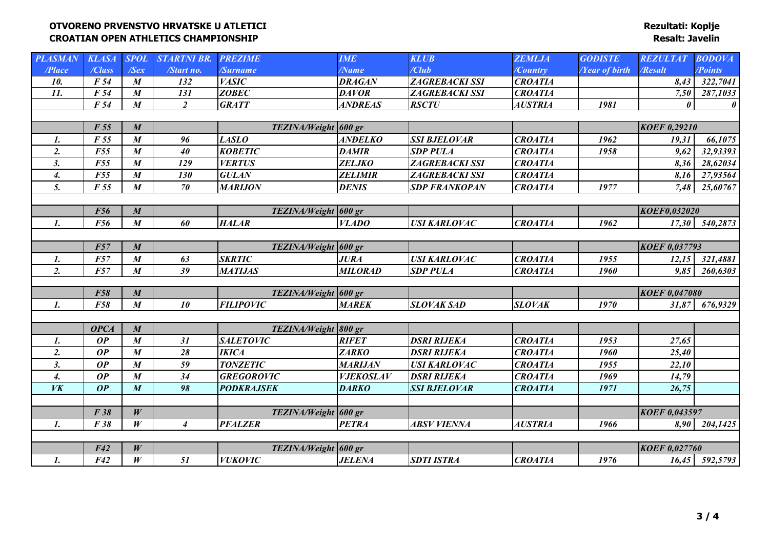**OTVORENO PRVENSTVO HRVATSKE U ATLETICI**
**CROATIAN OPEN ATHLETICS CHAMPIONSHIP**

**Rezultati: Koplje**
**Resalt: Javelin**

| PLASMAN /Place | KLASA /Class | SPOL /Sex | STARTNI BR. /Start no. | PREZIME /Surname | IME /Name | KLUB /Club | ZEMLJA /Country | GODISTE /Year of birth | REZULTAT /Resalt | BODOVA /Points |
|---|---|---|---|---|---|---|---|---|---|---|
| 10. | F 54 | M | 132 | VASIC | DRAGAN | ZAGREBACKI SSI | CROATIA | | 8,43 | 322,7041 |
| 11. | F 54 | M | 131 | ZOBEC | DAVOR | ZAGREBACKI SSI | CROATIA | | 7,50 | 287,1033 |
| | F 54 | M | 2 | GRATT | ANDREAS | RSCTU | AUSTRIA | 1981 | 0 | 0 |
| | | | | | | | | | | |
| | F 55 | M | | TEZINA/Weight | 600 gr | | | | KOEF 0,29210 | |
| 1. | F 55 | M | 96 | LASLO | ANĐELKO | SSI BJELOVAR | CROATIA | 1962 | 19,31 | 66,1075 |
| 2. | F55 | M | 40 | KOBETIC | DAMIR | SDP PULA | CROATIA | 1958 | 9,62 | 32,93393 |
| 3. | F55 | M | 129 | VERTUS | ZELJKO | ZAGREBACKI SSI | CROATIA | | 8,36 | 28,62034 |
| 4. | F55 | M | 130 | GULAN | ZELIMIR | ZAGREBACKI SSI | CROATIA | | 8,16 | 27,93564 |
| 5. | F 55 | M | 70 | MARIJON | DENIS | SDP FRANKOPAN | CROATIA | 1977 | 7,48 | 25,60767 |
| | | | | | | | | | | |
| | F56 | M | | TEZINA/Weight | 600 gr | | | | KOEF0,032020 | |
| 1. | F56 | M | 60 | HALAR | VLADO | USI KARLOVAC | CROATIA | 1962 | 17,30 | 540,2873 |
| | | | | | | | | | | |
| | F57 | M | | TEZINA/Weight | 600 gr | | | | KOEF 0,037793 | |
| 1. | F57 | M | 63 | SKRTIC | JURA | USI KARLOVAC | CROATIA | 1955 | 12,15 | 321,4881 |
| 2. | F57 | M | 39 | MATIJAS | MILORAD | SDP PULA | CROATIA | 1960 | 9,85 | 260,6303 |
| | | | | | | | | | | |
| | F58 | M | | TEZINA/Weight | 600 gr | | | | KOEF 0,047080 | |
| 1. | F58 | M | 10 | FILIPOVIC | MAREK | SLOVAK SAD | SLOVAK | 1970 | 31,87 | 676,9329 |
| | | | | | | | | | | |
| | OPCA | M | | TEZINA/Weight | 800 gr | | | | | |
| 1. | OP | M | 31 | SALETOVIC | RIFET | DSRI RIJEKA | CROATIA | 1953 | 27,65 | |
| 2. | OP | M | 28 | IKICA | ZARKO | DSRI RIJEKA | CROATIA | 1960 | 25,40 | |
| 3. | OP | M | 59 | TONZETIC | MARIJAN | USI KARLOVAC | CROATIA | 1955 | 22,10 | |
| 4. | OP | M | 34 | GREGOROVIC | VJEKOSLAV | DSRI RIJEKA | CROATIA | 1969 | 14,79 | |
| VK | OP | M | 98 | PODKRAJSEK | DARKO | SSI BJELOVAR | CROATIA | 1971 | 26,75 | |
| | | | | | | | | | | |
| | F 38 | W | | TEZINA/Weight | 600 gr | | | | KOEF 0,043597 | |
| 1. | F 38 | W | 4 | PFALZER | PETRA | ABSV VIENNA | AUSTRIA | 1966 | 8,90 | 204,1425 |
| | | | | | | | | | | |
| | F42 | W | | TEZINA/Weight | 600 gr | | | | KOEF 0,027760 | |
| 1. | F42 | W | 51 | VUKOVIC | JELENA | SDTI ISTRA | CROATIA | 1976 | 16,45 | 592,5793 |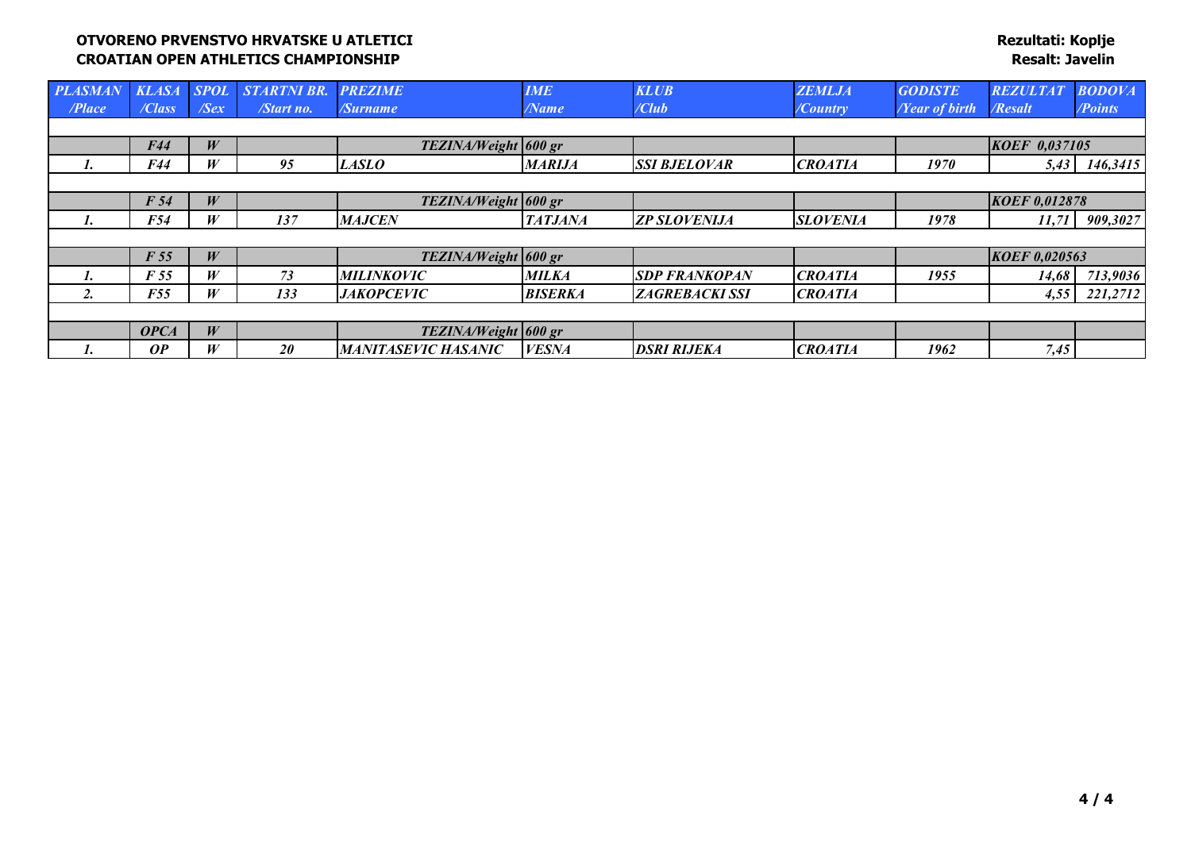**OTVORENO PRVENSTVO HRVATSKE U ATLETICI**
**CROATIAN OPEN ATHLETICS CHAMPIONSHIP**

**Rezultati: Koplje**
**Resalt: Javelin**

| PLASMAN /Place | KLASA /Class | SPOL /Sex | STARTNI BR. /Start no. | PREZIME /Surname | IME /Name | KLUB /Club | ZEMLJA /Country | GODISTE /Year of birth | REZULTAT /Resalt | BODOVA /Points |
|---|---|---|---|---|---|---|---|---|---|---|
| | F44 | W | | TEZINA/Weight | 600 gr | | | | KOEF 0,037105 | |
| 1. | F44 | W | 95 | LASLO | MARIJA | SSI BJELOVAR | CROATIA | 1970 | 5,43 | 146,3415 |
| | F 54 | W | | TEZINA/Weight | 600 gr | | | | KOEF 0,012878 | |
| 1. | F54 | W | 137 | MAJCEN | TATJANA | ZP SLOVENIJA | SLOVENIA | 1978 | 11,71 | 909,3027 |
| | F 55 | W | | TEZINA/Weight | 600 gr | | | | KOEF 0,020563 | |
| 1. | F 55 | W | 73 | MILINKOVIC | MILKA | SDP FRANKOPAN | CROATIA | 1955 | 14,68 | 713,9036 |
| 2. | F55 | W | 133 | JAKOPCEVIC | BISERKA | ZAGREBACKI SSI | CROATIA | | 4,55 | 221,2712 |
| | OPCA | W | | TEZINA/Weight | 600 gr | | | | | |
| 1. | OP | W | 20 | MANITASEVIC HASANIC | VESNA | DSRI RIJEKA | CROATIA | 1962 | 7,45 | |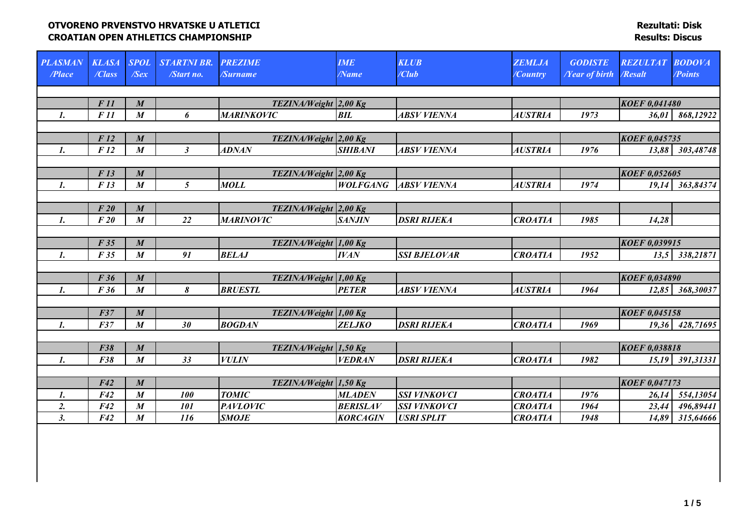**OTVORENO PRVENSTVO HRVATSKE U ATLETICI**
**CROATIAN OPEN ATHLETICS CHAMPIONSHIP**

**Rezultati: Disk**
**Results: Discus**

| PLASMAN /Place | KLASA /Class | SPOL /Sex | STARTNI BR. /Start no. | PREZIME /Surname | IME /Name | KLUB /Club | ZEMLJA /Country | GODISTE /Year of birth | REZULTAT /Resalt | BODOVA /Points |
|---|---|---|---|---|---|---|---|---|---|---|
| | F 11 | M | | TEZINA/Weight | 2,00 Kg | | | | KOEF 0,041480 | |
| 1. | F 11 | M | 6 | MARINKOVIC | BIL | ABSV VIENNA | AUSTRIA | 1973 | 36,01 | 868,12922 |
| | F 12 | M | | TEZINA/Weight | 2,00 Kg | | | | KOEF 0,045735 | |
| 1. | F 12 | M | 3 | ADNAN | SHIBANI | ABSV VIENNA | AUSTRIA | 1976 | 13,88 | 303,48748 |
| | F 13 | M | | TEZINA/Weight | 2,00 Kg | | | | KOEF 0,052605 | |
| 1. | F 13 | M | 5 | MOLL | WOLFGANG | ABSV VIENNA | AUSTRIA | 1974 | 19,14 | 363,84374 |
| | F 20 | M | | TEZINA/Weight | 2,00 Kg | | | | | |
| 1. | F 20 | M | 22 | MARINOVIC | SANJIN | DSRI RIJEKA | CROATIA | 1985 | 14,28 | |
| | F 35 | M | | TEZINA/Weight | 1,00 Kg | | | | KOEF 0,039915 | |
| 1. | F 35 | M | 91 | BELAJ | IVAN | SSI BJELOVAR | CROATIA | 1952 | 13,5 | 338,21871 |
| | F 36 | M | | TEZINA/Weight | 1,00 Kg | | | | KOEF 0,034890 | |
| 1. | F 36 | M | 8 | BRUESTL | PETER | ABSV VIENNA | AUSTRIA | 1964 | 12,85 | 368,30037 |
| | F37 | M | | TEZINA/Weight | 1,00 Kg | | | | KOEF 0,045158 | |
| 1. | F37 | M | 30 | BOGDAN | ZELJKO | DSRI RIJEKA | CROATIA | 1969 | 19,36 | 428,71695 |
| | F38 | M | | TEZINA/Weight | 1,50 Kg | | | | KOEF 0,038818 | |
| 1. | F38 | M | 33 | VULIN | VEDRAN | DSRI RIJEKA | CROATIA | 1982 | 15,19 | 391,31331 |
| | F42 | M | | TEZINA/Weight | 1,50 Kg | | | | KOEF 0,047173 | |
| 1. | F42 | M | 100 | TOMIC | MLADEN | SSI VINKOVCI | CROATIA | 1976 | 26,14 | 554,13054 |
| 2. | F42 | M | 101 | PAVLOVIC | BERISLAV | SSI VINKOVCI | CROATIA | 1964 | 23,44 | 496,89441 |
| 3. | F42 | M | 116 | SMOJE | KORCAGIN | USRI SPLIT | CROATIA | 1948 | 14,89 | 315,64666 |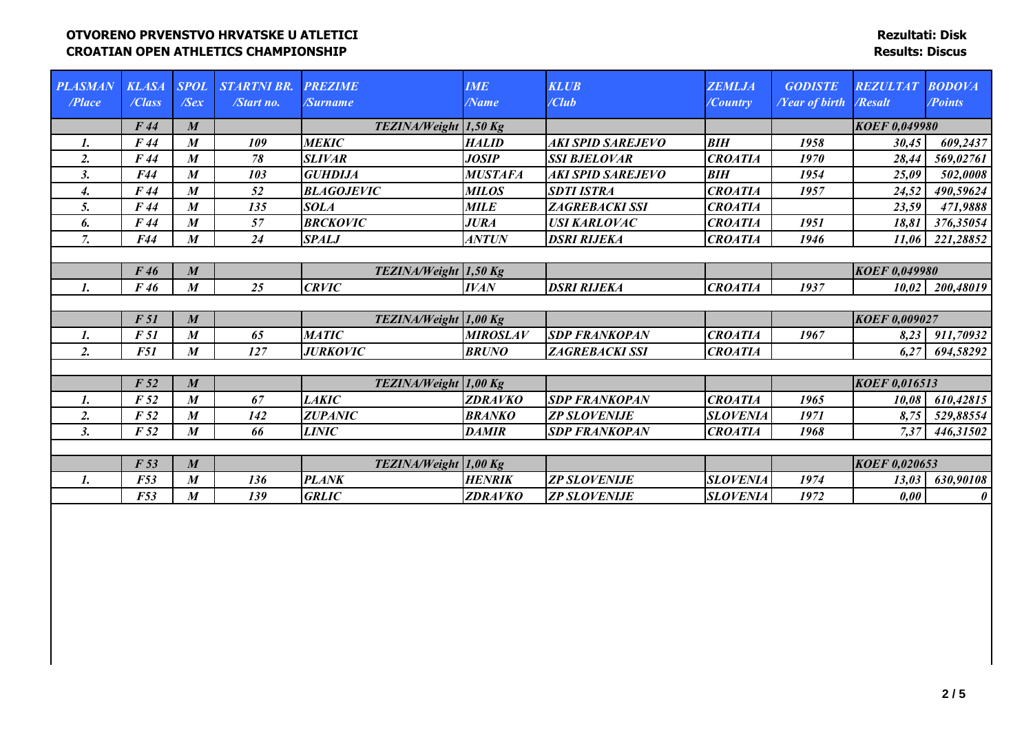**OTVORENO PRVENSTVO HRVATSKE U ATLETICI**
**CROATIAN OPEN ATHLETICS CHAMPIONSHIP**

**Rezultati: Disk**
**Results: Discus**

| PLASMAN /Place | KLASA /Class | SPOL /Sex | STARTNI BR. /Start no. | PREZIME /Surname | IME /Name | KLUB /Club | ZEMLJA /Country | GODISTE /Year of birth | REZULTAT /Resalt | BODOVA /Points |
|---|---|---|---|---|---|---|---|---|---|---|
| | F 44 | M | | TEZINA/Weight | 1,50 Kg | | | | KOEF 0,049980 | |
| 1. | F 44 | M | 109 | MEKIC | HALID | AKI SPID SAREJEVO | BIH | 1958 | 30,45 | 609,2437 |
| 2. | F 44 | M | 78 | SLIVAR | JOSIP | SSI BJELOVAR | CROATIA | 1970 | 28,44 | 569,02761 |
| 3. | F44 | M | 103 | GUHDIJA | MUSTAFA | AKI SPID SAREJEVO | BIH | 1954 | 25,09 | 502,0008 |
| 4. | F 44 | M | 52 | BLAGOJEVIC | MILOS | SDTI ISTRA | CROATIA | 1957 | 24,52 | 490,59624 |
| 5. | F 44 | M | 135 | SOLA | MILE | ZAGREBACKI SSI | CROATIA | | 23,59 | 471,9888 |
| 6. | F 44 | M | 57 | BRCKOVIC | JURA | USI KARLOVAC | CROATIA | 1951 | 18,81 | 376,35054 |
| 7. | F44 | M | 24 | SPALJ | ANTUN | DSRI RIJEKA | CROATIA | 1946 | 11,06 | 221,28852 |
| | | | | | | | | | | |
| | F 46 | M | | TEZINA/Weight | 1,50 Kg | | | | KOEF 0,049980 | |
| 1. | F 46 | M | 25 | CRVIC | IVAN | DSRI RIJEKA | CROATIA | 1937 | 10,02 | 200,48019 |
| | | | | | | | | | | |
| | F 51 | M | | TEZINA/Weight | 1,00 Kg | | | | KOEF 0,009027 | |
| 1. | F 51 | M | 65 | MATIC | MIROSLAV | SDP FRANKOPAN | CROATIA | 1967 | 8,23 | 911,70932 |
| 2. | F51 | M | 127 | JURKOVIC | BRUNO | ZAGREBACKI SSI | CROATIA | | 6,27 | 694,58292 |
| | | | | | | | | | | |
| | F 52 | M | | TEZINA/Weight | 1,00 Kg | | | | KOEF 0,016513 | |
| 1. | F 52 | M | 67 | LAKIC | ZDRAVKO | SDP FRANKOPAN | CROATIA | 1965 | 10,08 | 610,42815 |
| 2. | F 52 | M | 142 | ZUPANIC | BRANKO | ZP SLOVENIJE | SLOVENIA | 1971 | 8,75 | 529,88554 |
| 3. | F 52 | M | 66 | LINIC | DAMIR | SDP FRANKOPAN | CROATIA | 1968 | 7,37 | 446,31502 |
| | | | | | | | | | | |
| | F 53 | M | | TEZINA/Weight | 1,00 Kg | | | | KOEF 0,020653 | |
| 1. | F53 | M | 136 | PLANK | HENRIK | ZP SLOVENIJE | SLOVENIA | 1974 | 13,03 | 630,90108 |
| | F53 | M | 139 | GRLIC | ZDRAVKO | ZP SLOVENIJE | SLOVENIA | 1972 | 0,00 | 0 |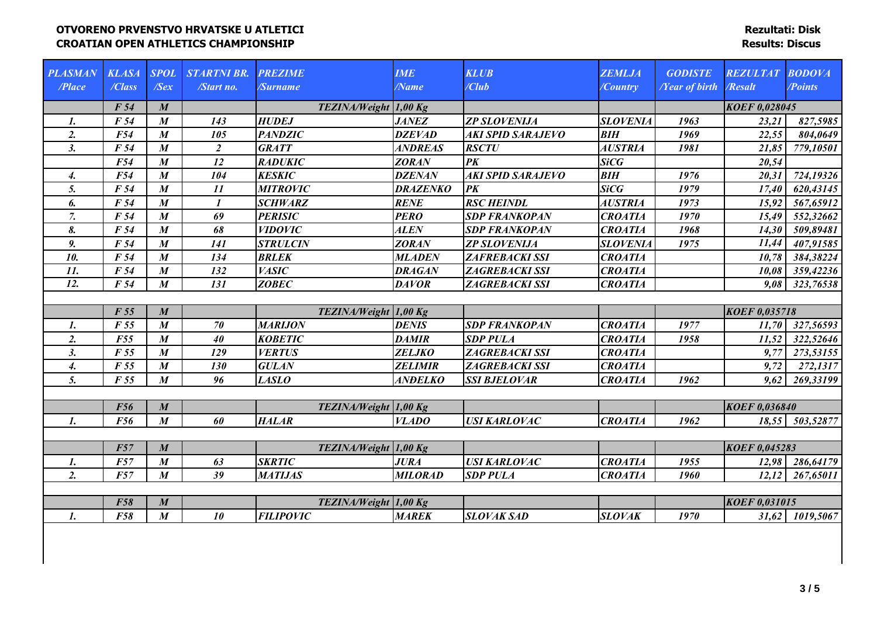**OTVORENO PRVENSTVO HRVATSKE U ATLETICI**
**CROATIAN OPEN ATHLETICS CHAMPIONSHIP**

**Rezultati: Disk**
**Results: Discus**

| PLASMAN /Place | KLASA /Class | SPOL /Sex | STARTNI BR. /Start no. | PREZIME /Surname | IME /Name | KLUB /Club | ZEMLJA /Country | GODISTE /Year of birth | REZULTAT /Resalt | BODOVA /Points |
|---|---|---|---|---|---|---|---|---|---|---|
| | F 54 | M | | TEZINA/Weight | 1,00 Kg | | | | KOEF 0,028045 | |
| 1. | F 54 | M | 143 | HUDEJ | JANEZ | ZP SLOVENIJA | SLOVENIA | 1963 | 23,21 | 827,5985 |
| 2. | F54 | M | 105 | PANDZIC | DZEVAD | AKI SPID SARAJEVO | BIH | 1969 | 22,55 | 804,0649 |
| 3. | F 54 | M | 2 | GRATT | ANDREAS | RSCTU | AUSTRIA | 1981 | 21,85 | 779,10501 |
| | F54 | M | 12 | RADUKIC | ZORAN | PK | SiCG | | 20,54 | |
| 4. | F54 | M | 104 | KESKIC | DZENAN | AKI SPID SARAJEVO | BIH | 1976 | 20,31 | 724,19326 |
| 5. | F 54 | M | 11 | MITROVIC | DRAZENKO | PK | SiCG | 1979 | 17,40 | 620,43145 |
| 6. | F 54 | M | 1 | SCHWARZ | RENE | RSC HEINDL | AUSTRIA | 1973 | 15,92 | 567,65912 |
| 7. | F 54 | M | 69 | PERISIC | PERO | SDP FRANKOPAN | CROATIA | 1970 | 15,49 | 552,32662 |
| 8. | F 54 | M | 68 | VIDOVIC | ALEN | SDP FRANKOPAN | CROATIA | 1968 | 14,30 | 509,89481 |
| 9. | F 54 | M | 141 | STRULCIN | ZORAN | ZP SLOVENIJA | SLOVENIA | 1975 | 11,44 | 407,91585 |
| 10. | F 54 | M | 134 | BRLEK | MLADEN | ZAFREBACKI SSI | CROATIA | | 10,78 | 384,38224 |
| 11. | F 54 | M | 132 | VASIC | DRAGAN | ZAGREBACKI SSI | CROATIA | | 10,08 | 359,42236 |
| 12. | F 54 | M | 131 | ZOBEC | DAVOR | ZAGREBACKI SSI | CROATIA | | 9,08 | 323,76538 |
| | | | | | | | | | | |
| | F 55 | M | | TEZINA/Weight | 1,00 Kg | | | | KOEF 0,035718 | |
| 1. | F 55 | M | 70 | MARIJON | DENIS | SDP FRANKOPAN | CROATIA | 1977 | 11,70 | 327,56593 |
| 2. | F55 | M | 40 | KOBETIC | DAMIR | SDP PULA | CROATIA | 1958 | 11,52 | 322,52646 |
| 3. | F 55 | M | 129 | VERTUS | ZELJKO | ZAGREBACKI SSI | CROATIA | | 9,77 | 273,53155 |
| 4. | F 55 | M | 130 | GULAN | ZELIMIR | ZAGREBACKI SSI | CROATIA | | 9,72 | 272,1317 |
| 5. | F 55 | M | 96 | LASLO | ANĐELKO | SSI BJELOVAR | CROATIA | 1962 | 9,62 | 269,33199 |
| | | | | | | | | | | |
| | F56 | M | | TEZINA/Weight | 1,00 Kg | | | | KOEF 0,036840 | |
| 1. | F56 | M | 60 | HALAR | VLADO | USI KARLOVAC | CROATIA | 1962 | 18,55 | 503,52877 |
| | | | | | | | | | | |
| | F57 | M | | TEZINA/Weight | 1,00 Kg | | | | KOEF 0,045283 | |
| 1. | F57 | M | 63 | SKRTIC | JURA | USI KARLOVAC | CROATIA | 1955 | 12,98 | 286,64179 |
| 2. | F57 | M | 39 | MATIJAS | MILORAD | SDP PULA | CROATIA | 1960 | 12,12 | 267,65011 |
| | | | | | | | | | | |
| | F58 | M | | TEZINA/Weight | 1,00 Kg | | | | KOEF 0,031015 | |
| 1. | F58 | M | 10 | FILIPOVIC | MAREK | SLOVAK SAD | SLOVAK | 1970 | 31,62 | 1019,5067 |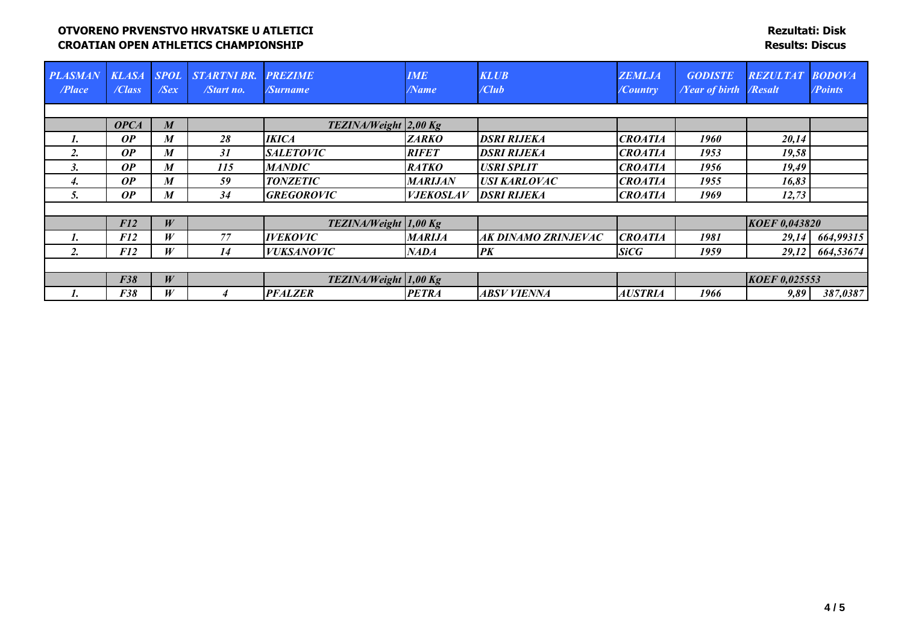**OTVORENO PRVENSTVO HRVATSKE U ATLETICI**
**CROATIAN OPEN ATHLETICS CHAMPIONSHIP**

**Rezultati: Disk**
**Results: Discus**

| PLASMAN /Place | KLASA /Class | SPOL /Sex | STARTNI BR. /Start no. | PREZIME /Surname | IME /Name | KLUB /Club | ZEMLJA /Country | GODISTE /Year of birth | REZULTAT /Resalt | BODOVA /Points |
|---|---|---|---|---|---|---|---|---|---|---|
| | OPCA | M | | TEZINA/Weight | 2,00 Kg | | | | | |
| 1. | OP | M | 28 | IKICA | ZARKO | DSRI RIJEKA | CROATIA | 1960 | 20,14 | |
| 2. | OP | M | 31 | SALETOVIC | RIFET | DSRI RIJEKA | CROATIA | 1953 | 19,58 | |
| 3. | OP | M | 115 | MANDIC | RATKO | USRI SPLIT | CROATIA | 1956 | 19,49 | |
| 4. | OP | M | 59 | TONZETIC | MARIJAN | USI KARLOVAC | CROATIA | 1955 | 16,83 | |
| 5. | OP | M | 34 | GREGOROVIC | VJEKOSLAV | DSRI RIJEKA | CROATIA | 1969 | 12,73 | |
| | F12 | W | | TEZINA/Weight | 1,00 Kg | | | | KOEF 0,043820 | |
| 1. | F12 | W | 77 | IVEKOVIC | MARIJA | AK DINAMO ZRINJEVAC | CROATIA | 1981 | 29,14 | 664,99315 |
| 2. | F12 | W | 14 | VUKSANOVIC | NADA | PK | SiCG | 1959 | 29,12 | 664,53674 |
| | F38 | W | | TEZINA/Weight | 1,00 Kg | | | | KOEF 0,025553 | |
| 1. | F38 | W | 4 | PFALZER | PETRA | ABSV VIENNA | AUSTRIA | 1966 | 9,89 | 387,0387 |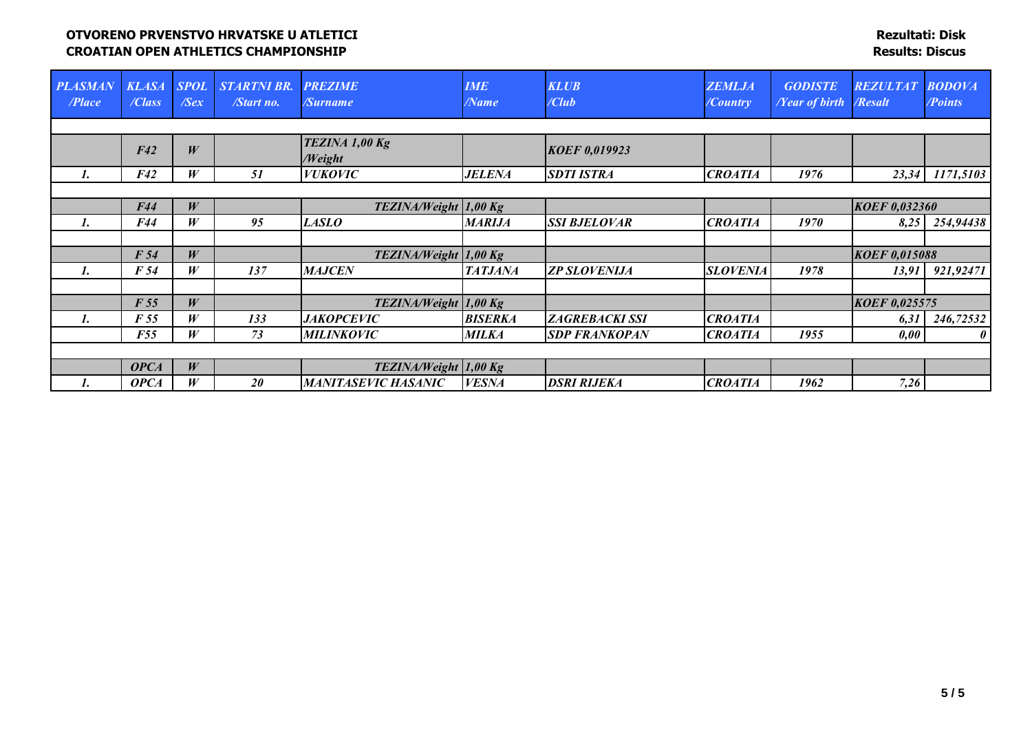**OTVORENO PRVENSTVO HRVATSKE U ATLETICI**
**CROATIAN OPEN ATHLETICS CHAMPIONSHIP**

**Rezultati: Disk**
**Results: Discus**

| PLASMAN /Place | KLASA /Class | SPOL /Sex | STARTNI BR. /Start no. | PREZIME /Surname | IME /Name | KLUB /Club | ZEMLJA /Country | GODISTE /Year of birth | REZULTAT /Resalt | BODOVA /Points |
|---|---|---|---|---|---|---|---|---|---|---|
| | | | | | | | | | | |
| | F42 | W | | TEZINA 1,00 Kg /Weight | | KOEF 0,019923 | | | | |
| 1. | F42 | W | 51 | VUKOVIC | JELENA | SDTI ISTRA | CROATIA | 1976 | 23,34 | 1171,5103 |
| | | | | | | | | | | |
| | F44 | W | | TEZINA/Weight | 1,00 Kg | | | | KOEF 0,032360 | |
| 1. | F44 | W | 95 | LASLO | MARIJA | SSI BJELOVAR | CROATIA | 1970 | 8,25 | 254,94438 |
| | | | | | | | | | | |
| | F 54 | W | | TEZINA/Weight | 1,00 Kg | | | | KOEF 0,015088 | |
| 1. | F 54 | W | 137 | MAJCEN | TATJANA | ZP SLOVENIJA | SLOVENIA | 1978 | 13,91 | 921,92471 |
| | | | | | | | | | | |
| | F 55 | W | | TEZINA/Weight | 1,00 Kg | | | | KOEF 0,025575 | |
| 1. | F 55 | W | 133 | JAKOPCEVIC | BISERKA | ZAGREBACKI SSI | CROATIA | | 6,31 | 246,72532 |
| | F55 | W | 73 | MILINKOVIC | MILKA | SDP FRANKOPAN | CROATIA | 1955 | 0,00 | 0 |
| | | | | | | | | | | |
| | OPCA | W | | TEZINA/Weight | 1,00 Kg | | | | | |
| 1. | OPCA | W | 20 | MANITASEVIC HASANIC | VESNA | DSRI RIJEKA | CROATIA | 1962 | 7,26 | |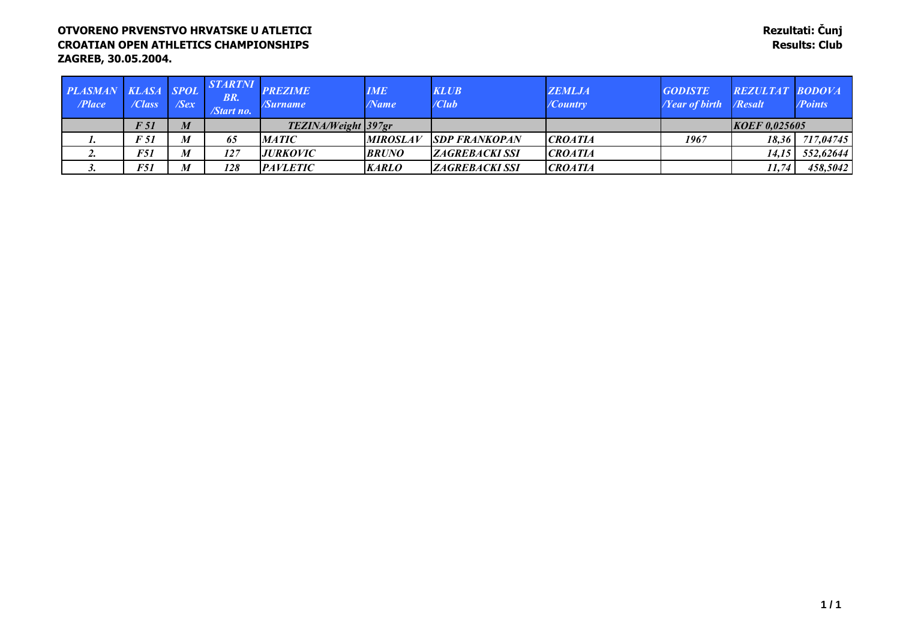**OTVORENO PRVENSTVO HRVATSKE U ATLETICI**
**CROATIAN OPEN ATHLETICS CHAMPIONSHIPS**
**ZAGREB, 30.05.2004.**

**Rezultati: Čunj**
**Results: Club**

| PLASMAN /Place | KLASA /Class | SPOL /Sex | STARTNI BR. /Start no. | PREZIME /Surname | IME /Name | KLUB /Club | ZEMLJA /Country | GODISTE /Year of birth | REZULTAT /Resalt | BODOVA /Points |
|---|---|---|---|---|---|---|---|---|---|---|
| | F 51 | M | | TEZINA/Weight | 397gr | | | | KOEF 0,025605 | |
| 1. | F 51 | M | 65 | MATIC | MIROSLAV | SDP FRANKOPAN | CROATIA | 1967 | 18,36 | 717,04745 |
| 2. | F51 | M | 127 | JURKOVIC | BRUNO | ZAGREBACKI SSI | CROATIA | | 14,15 | 552,62644 |
| 3. | F51 | M | 128 | PAVLETIC | KARLO | ZAGREBACKI SSI | CROATIA | | 11,74 | 458,5042 |